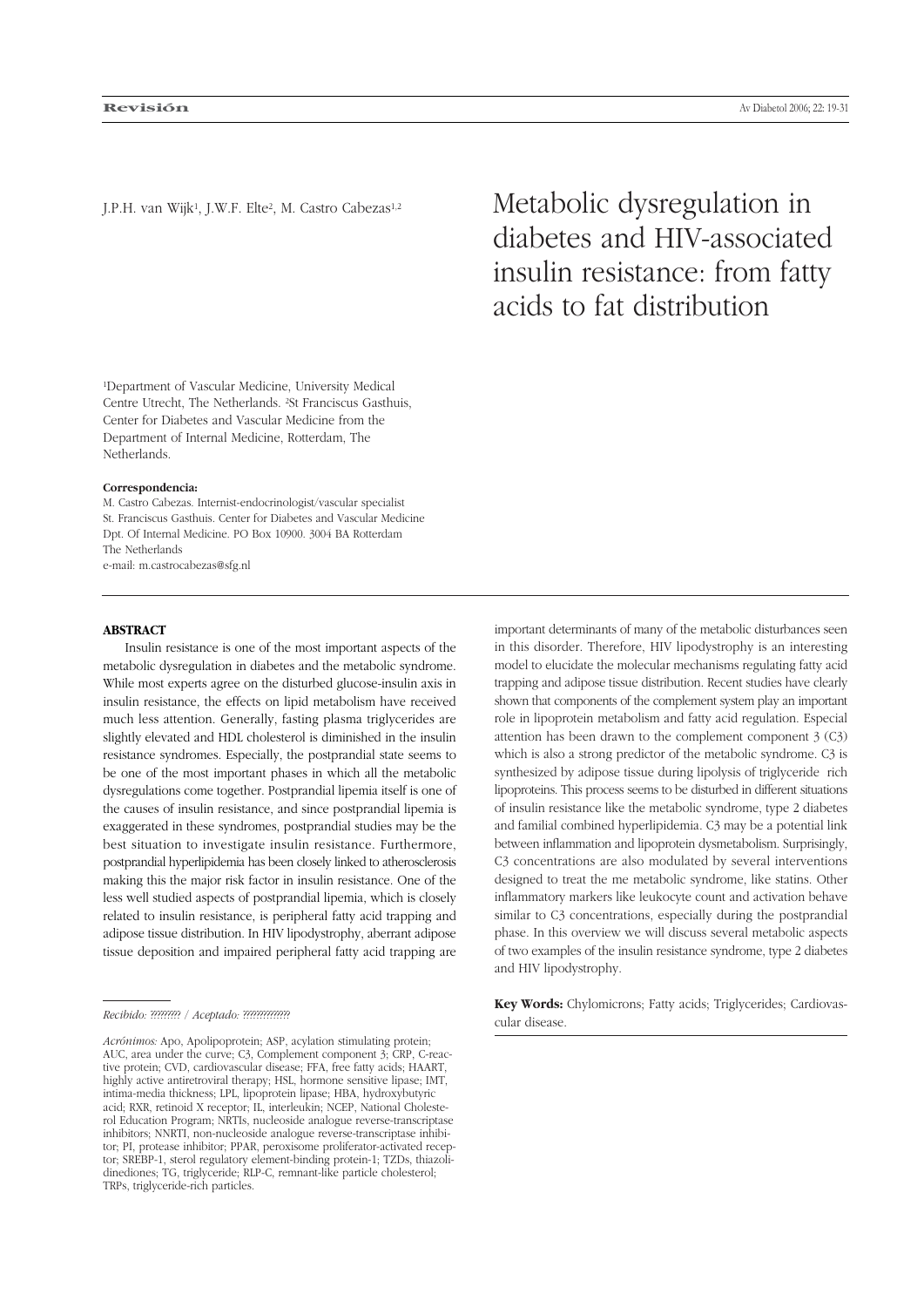Revisión

J.P.H. van Wijk[1], J.W.F. Elte[2], M. Castro Cabezas[1,2]

# Metabolic dysregulation in diabetes and HIV-associated insulin resistance: from fatty acids to fat distribution

[1]Department of Vascular Medicine, University Medical Centre Utrecht, The Netherlands. [2]St Franciscus Gasthuis, Center for Diabetes and Vascular Medicine from the Department of Internal Medicine, Rotterdam, The Netherlands.

**Correspondencia:**
M. Castro Cabezas. Internist-endocrinologist/vascular specialist
St. Franciscus Gasthuis. Center for Diabetes and Vascular Medicine
Dpt. Of Internal Medicine. PO Box 10900. 3004 BA Rotterdam
The Netherlands
e-mail: m.castrocabezas@sfg.nl

## ABSTRACT

Insulin resistance is one of the most important aspects of the metabolic dysregulation in diabetes and the metabolic syndrome. While most experts agree on the disturbed glucose-insulin axis in insulin resistance, the effects on lipid metabolism have received much less attention. Generally, fasting plasma triglycerides are slightly elevated and HDL cholesterol is diminished in the insulin resistance syndromes. Especially, the postprandial state seems to be one of the most important phases in which all the metabolic dysregulations come together. Postprandial lipemia itself is one of the causes of insulin resistance, and since postprandial lipemia is exaggerated in these syndromes, postprandial studies may be the best situation to investigate insulin resistance. Furthermore, postprandial hyperlipidemia has been closely linked to atherosclerosis making this the major risk factor in insulin resistance. One of the less well studied aspects of postprandial lipemia, which is closely related to insulin resistance, is peripheral fatty acid trapping and adipose tissue distribution. In HIV lipodystrophy, aberrant adipose tissue deposition and impaired peripheral fatty acid trapping are important determinants of many of the metabolic disturbances seen in this disorder. Therefore, HIV lipodystrophy is an interesting model to elucidate the molecular mechanisms regulating fatty acid trapping and adipose tissue distribution. Recent studies have clearly shown that components of the complement system play an important role in lipoprotein metabolism and fatty acid regulation. Especial attention has been drawn to the complement component 3 (C3) which is also a strong predictor of the metabolic syndrome. C3 is synthesized by adipose tissue during lipolysis of triglyceride rich lipoproteins. This process seems to be disturbed in different situations of insulin resistance like the metabolic syndrome, type 2 diabetes and familial combined hyperlipidemia. C3 may be a potential link between inflammation and lipoprotein dysmetabolism. Surprisingly, C3 concentrations are also modulated by several interventions designed to treat the me metabolic syndrome, like statins. Other inflammatory markers like leukocyte count and activation behave similar to C3 concentrations, especially during the postprandial phase. In this overview we will discuss several metabolic aspects of two examples of the insulin resistance syndrome, type 2 diabetes and HIV lipodystrophy.

**Key Words:** Chylomicrons; Fatty acids; Triglycerides; Cardiovascular disease.

*Recibido: ???????? / Aceptado: ?????????????*

*Acrónimos:* Apo, Apolipoprotein; ASP, acylation stimulating protein; AUC, area under the curve; C3, Complement component 3; CRP, C-reactive protein; CVD, cardiovascular disease; FFA, free fatty acids; HAART, highly active antiretroviral therapy; HSL, hormone sensitive lipase; IMT, intima-media thickness; LPL, lipoprotein lipase; HBA, hydroxybutyric acid; RXR, retinoid X receptor; IL, interleukin; NCEP, National Cholesterol Education Program; NRTIs, nucleoside analogue reverse-transcriptase inhibitors; NNRTI, non-nucleoside analogue reverse-transcriptase inhibitor; PI, protease inhibitor; PPAR, peroxisome proliferator-activated receptor; SREBP-1, sterol regulatory element-binding protein-1; TZDs, thiazolidinediones; TG, triglyceride; RLP-C, remnant-like particle cholesterol; TRPs, triglyceride-rich particles.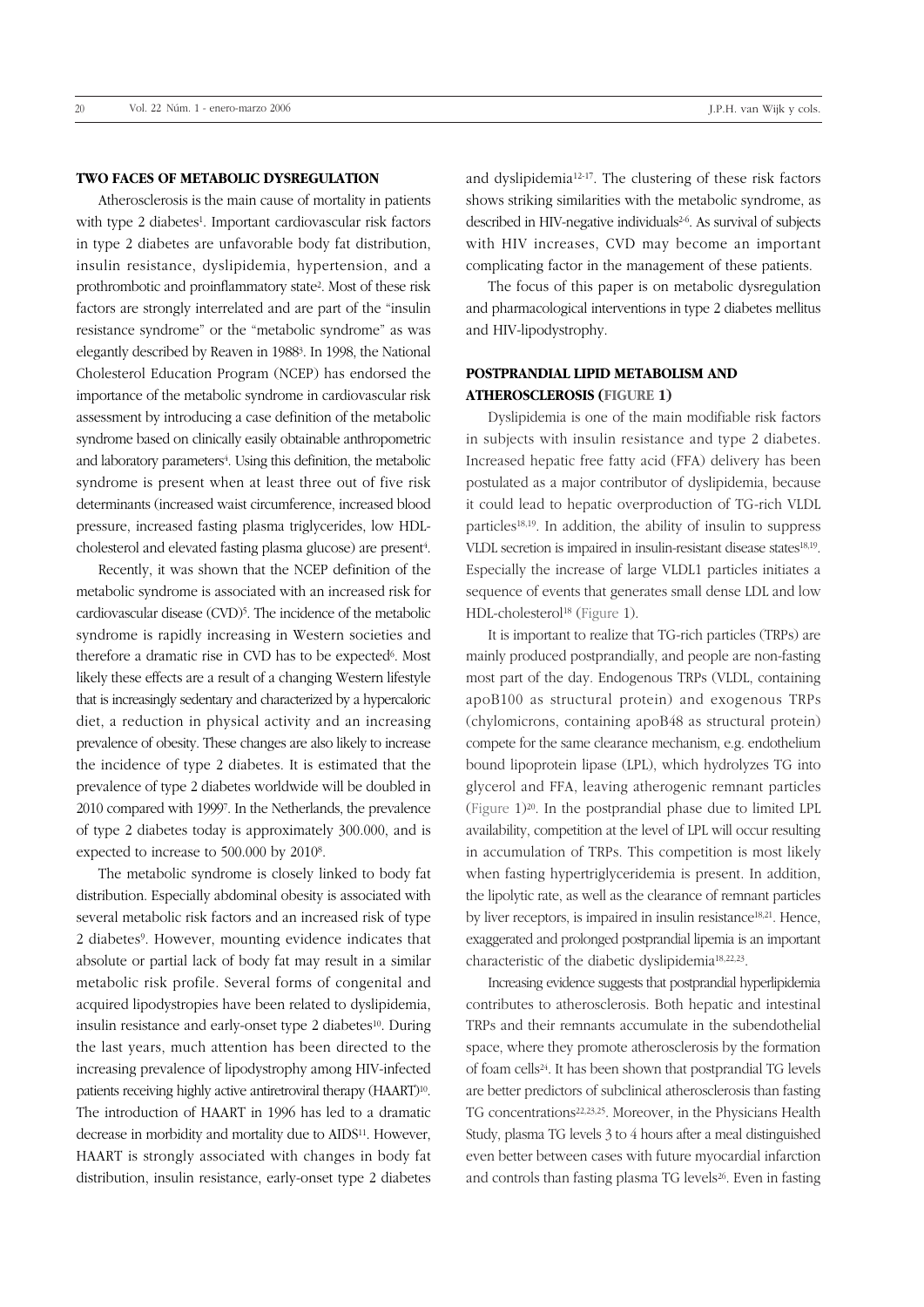## TWO FACES OF METABOLIC DYSREGULATION

Atherosclerosis is the main cause of mortality in patients with type 2 diabetes[1]. Important cardiovascular risk factors in type 2 diabetes are unfavorable body fat distribution, insulin resistance, dyslipidemia, hypertension, and a prothrombotic and proinflammatory state[2]. Most of these risk factors are strongly interrelated and are part of the "insulin resistance syndrome" or the "metabolic syndrome" as was elegantly described by Reaven in 1988[3]. In 1998, the National Cholesterol Education Program (NCEP) has endorsed the importance of the metabolic syndrome in cardiovascular risk assessment by introducing a case definition of the metabolic syndrome based on clinically easily obtainable anthropometric and laboratory parameters[4]. Using this definition, the metabolic syndrome is present when at least three out of five risk determinants (increased waist circumference, increased blood pressure, increased fasting plasma triglycerides, low HDL-cholesterol and elevated fasting plasma glucose) are present[4].

Recently, it was shown that the NCEP definition of the metabolic syndrome is associated with an increased risk for cardiovascular disease (CVD)[5]. The incidence of the metabolic syndrome is rapidly increasing in Western societies and therefore a dramatic rise in CVD has to be expected[6]. Most likely these effects are a result of a changing Western lifestyle that is increasingly sedentary and characterized by a hypercaloric diet, a reduction in physical activity and an increasing prevalence of obesity. These changes are also likely to increase the incidence of type 2 diabetes. It is estimated that the prevalence of type 2 diabetes worldwide will be doubled in 2010 compared with 1999[7]. In the Netherlands, the prevalence of type 2 diabetes today is approximately 300.000, and is expected to increase to 500.000 by 2010[8].

The metabolic syndrome is closely linked to body fat distribution. Especially abdominal obesity is associated with several metabolic risk factors and an increased risk of type 2 diabetes[9]. However, mounting evidence indicates that absolute or partial lack of body fat may result in a similar metabolic risk profile. Several forms of congenital and acquired lipodystropies have been related to dyslipidemia, insulin resistance and early-onset type 2 diabetes[10]. During the last years, much attention has been directed to the increasing prevalence of lipodystrophy among HIV-infected patients receiving highly active antiretroviral therapy (HAART)[10]. The introduction of HAART in 1996 has led to a dramatic decrease in morbidity and mortality due to AIDS[11]. However, HAART is strongly associated with changes in body fat distribution, insulin resistance, early-onset type 2 diabetes and dyslipidemia[12-17]. The clustering of these risk factors shows striking similarities with the metabolic syndrome, as described in HIV-negative individuals[2-6]. As survival of subjects with HIV increases, CVD may become an important complicating factor in the management of these patients.

The focus of this paper is on metabolic dysregulation and pharmacological interventions in type 2 diabetes mellitus and HIV-lipodystrophy.

## POSTPRANDIAL LIPID METABOLISM AND ATHEROSCLEROSIS (FIGURE 1)

Dyslipidemia is one of the main modifiable risk factors in subjects with insulin resistance and type 2 diabetes. Increased hepatic free fatty acid (FFA) delivery has been postulated as a major contributor of dyslipidemia, because it could lead to hepatic overproduction of TG-rich VLDL particles[18,19]. In addition, the ability of insulin to suppress VLDL secretion is impaired in insulin-resistant disease states[18,19]. Especially the increase of large VLDL1 particles initiates a sequence of events that generates small dense LDL and low HDL-cholesterol[18] (Figure 1).

It is important to realize that TG-rich particles (TRPs) are mainly produced postprandially, and people are non-fasting most part of the day. Endogenous TRPs (VLDL, containing apoB100 as structural protein) and exogenous TRPs (chylomicrons, containing apoB48 as structural protein) compete for the same clearance mechanism, e.g. endothelium bound lipoprotein lipase (LPL), which hydrolyzes TG into glycerol and FFA, leaving atherogenic remnant particles (Figure 1)[20]. In the postprandial phase due to limited LPL availability, competition at the level of LPL will occur resulting in accumulation of TRPs. This competition is most likely when fasting hypertriglyceridemia is present. In addition, the lipolytic rate, as well as the clearance of remnant particles by liver receptors, is impaired in insulin resistance[18,21]. Hence, exaggerated and prolonged postprandial lipemia is an important characteristic of the diabetic dyslipidemia[18,22,23].

Increasing evidence suggests that postprandial hyperlipidemia contributes to atherosclerosis. Both hepatic and intestinal TRPs and their remnants accumulate in the subendothelial space, where they promote atherosclerosis by the formation of foam cells[24]. It has been shown that postprandial TG levels are better predictors of subclinical atherosclerosis than fasting TG concentrations[22,23,25]. Moreover, in the Physicians Health Study, plasma TG levels 3 to 4 hours after a meal distinguished even better between cases with future myocardial infarction and controls than fasting plasma TG levels[26]. Even in fasting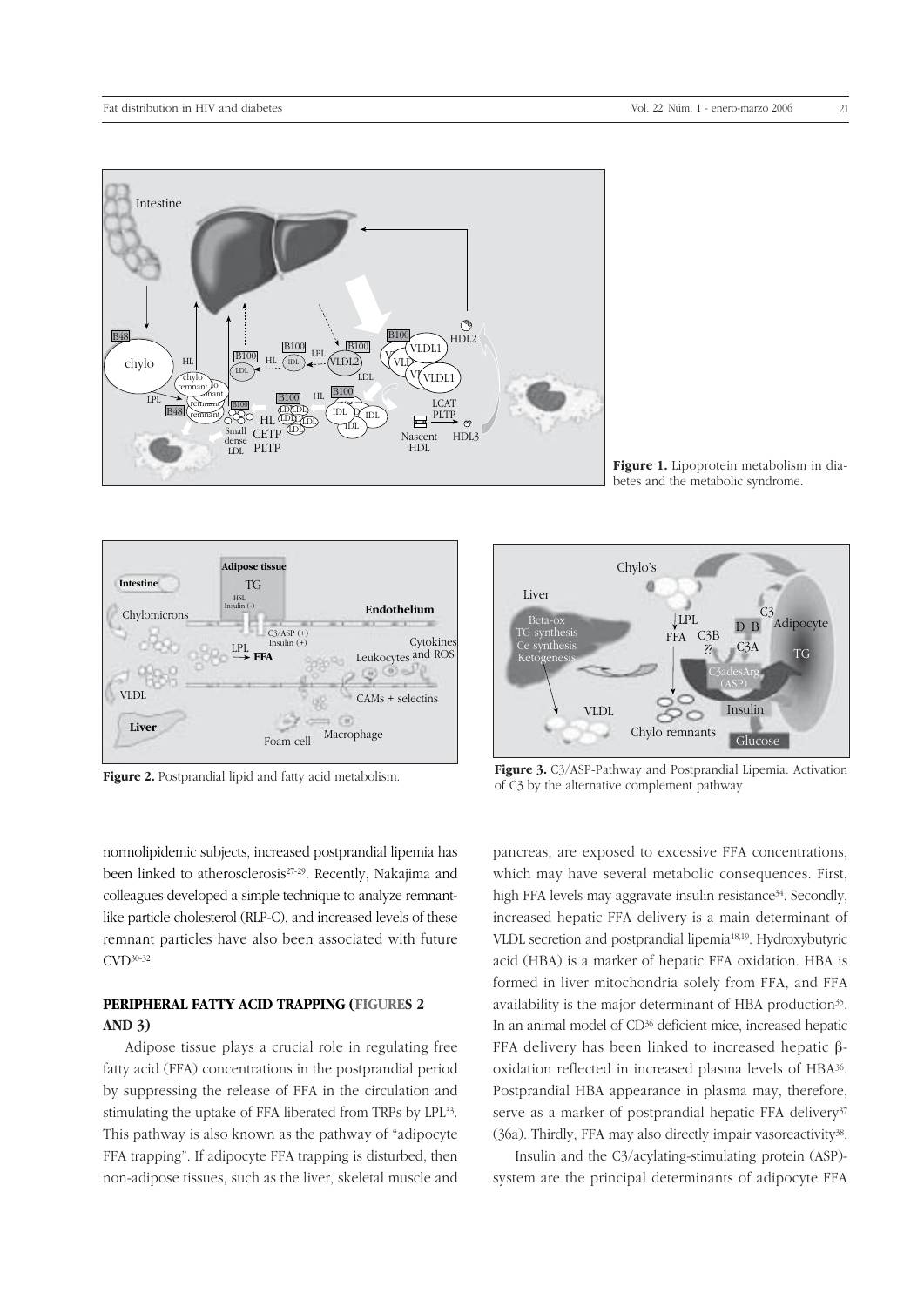**Figure 1.** Lipoprotein metabolism in diabetes and the metabolic syndrome.

**Figure 2.** Postprandial lipid and fatty acid metabolism.

**Figure 3.** C3/ASP-Pathway and Postprandial Lipemia. Activation of C3 by the alternative complement pathway

normolipidemic subjects, increased postprandial lipemia has been linked to atherosclerosis[27-29]. Recently, Nakajima and colleagues developed a simple technique to analyze remnant-like particle cholesterol (RLP-C), and increased levels of these remnant particles have also been associated with future CVD[30-32].

## PERIPHERAL FATTY ACID TRAPPING (FIGURES 2 AND 3)

Adipose tissue plays a crucial role in regulating free fatty acid (FFA) concentrations in the postprandial period by suppressing the release of FFA in the circulation and stimulating the uptake of FFA liberated from TRPs by LPL[33]. This pathway is also known as the pathway of "adipocyte FFA trapping". If adipocyte FFA trapping is disturbed, then non-adipose tissues, such as the liver, skeletal muscle and pancreas, are exposed to excessive FFA concentrations, which may have several metabolic consequences. First, high FFA levels may aggravate insulin resistance[34]. Secondly, increased hepatic FFA delivery is a main determinant of VLDL secretion and postprandial lipemia[18,19]. Hydroxybutyric acid (HBA) is a marker of hepatic FFA oxidation. HBA is formed in liver mitochondria solely from FFA, and FFA availability is the major determinant of HBA production[35]. In an animal model of CD[36] deficient mice, increased hepatic FFA delivery has been linked to increased hepatic β-oxidation reflected in increased plasma levels of HBA[36]. Postprandial HBA appearance in plasma may, therefore, serve as a marker of postprandial hepatic FFA delivery[37] (36a). Thirdly, FFA may also directly impair vasoreactivity[38].

Insulin and the C3/acylating-stimulating protein (ASP)-system are the principal determinants of adipocyte FFA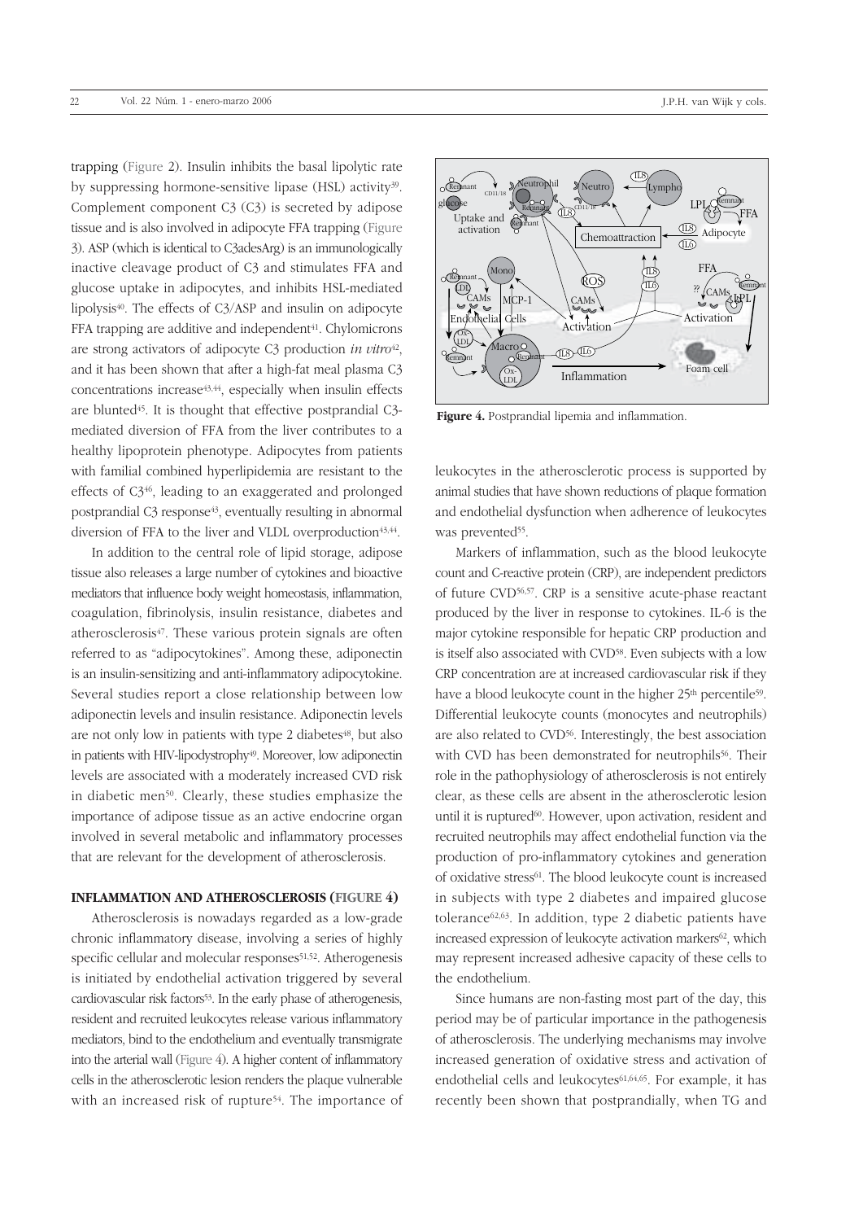trapping (Figure 2). Insulin inhibits the basal lipolytic rate by suppressing hormone-sensitive lipase (HSL) activity[39]. Complement component C3 (C3) is secreted by adipose tissue and is also involved in adipocyte FFA trapping (Figure 3). ASP (which is identical to C3adesArg) is an immunologically inactive cleavage product of C3 and stimulates FFA and glucose uptake in adipocytes, and inhibits HSL-mediated lipolysis[40]. The effects of C3/ASP and insulin on adipocyte FFA trapping are additive and independent[41]. Chylomicrons are strong activators of adipocyte C3 production *in vitro*[42], and it has been shown that after a high-fat meal plasma C3 concentrations increase[43,44], especially when insulin effects are blunted[45]. It is thought that effective postprandial C3-mediated diversion of FFA from the liver contributes to a healthy lipoprotein phenotype. Adipocytes from patients with familial combined hyperlipidemia are resistant to the effects of C3[46], leading to an exaggerated and prolonged postprandial C3 response[43], eventually resulting in abnormal diversion of FFA to the liver and VLDL overproduction[43,44].

In addition to the central role of lipid storage, adipose tissue also releases a large number of cytokines and bioactive mediators that influence body weight homeostasis, inflammation, coagulation, fibrinolysis, insulin resistance, diabetes and atherosclerosis[47]. These various protein signals are often referred to as "adipocytokines". Among these, adiponectin is an insulin-sensitizing and anti-inflammatory adipocytokine. Several studies report a close relationship between low adiponectin levels and insulin resistance. Adiponectin levels are not only low in patients with type 2 diabetes[48], but also in patients with HIV-lipodystrophy[49]. Moreover, low adiponectin levels are associated with a moderately increased CVD risk in diabetic men[50]. Clearly, these studies emphasize the importance of adipose tissue as an active endocrine organ involved in several metabolic and inflammatory processes that are relevant for the development of atherosclerosis.

## INFLAMMATION AND ATHEROSCLEROSIS (FIGURE 4)

Atherosclerosis is nowadays regarded as a low-grade chronic inflammatory disease, involving a series of highly specific cellular and molecular responses[51,52]. Atherogenesis is initiated by endothelial activation triggered by several cardiovascular risk factors[53]. In the early phase of atherogenesis, resident and recruited leukocytes release various inflammatory mediators, bind to the endothelium and eventually transmigrate into the arterial wall (Figure 4). A higher content of inflammatory cells in the atherosclerotic lesion renders the plaque vulnerable with an increased risk of rupture[54]. The importance of leukocytes in the atherosclerotic process is supported by animal studies that have shown reductions of plaque formation and endothelial dysfunction when adherence of leukocytes was prevented[55].

**Figure 4.** Postprandial lipemia and inflammation.

Markers of inflammation, such as the blood leukocyte count and C-reactive protein (CRP), are independent predictors of future CVD[56,57]. CRP is a sensitive acute-phase reactant produced by the liver in response to cytokines. IL-6 is the major cytokine responsible for hepatic CRP production and is itself also associated with CVD[58]. Even subjects with a low CRP concentration are at increased cardiovascular risk if they have a blood leukocyte count in the higher 25th percentile[59]. Differential leukocyte counts (monocytes and neutrophils) are also related to CVD[56]. Interestingly, the best association with CVD has been demonstrated for neutrophils[56]. Their role in the pathophysiology of atherosclerosis is not entirely clear, as these cells are absent in the atherosclerotic lesion until it is ruptured[60]. However, upon activation, resident and recruited neutrophils may affect endothelial function via the production of pro-inflammatory cytokines and generation of oxidative stress[61]. The blood leukocyte count is increased in subjects with type 2 diabetes and impaired glucose tolerance[62,63]. In addition, type 2 diabetic patients have increased expression of leukocyte activation markers[62], which may represent increased adhesive capacity of these cells to the endothelium.

Since humans are non-fasting most part of the day, this period may be of particular importance in the pathogenesis of atherosclerosis. The underlying mechanisms may involve increased generation of oxidative stress and activation of endothelial cells and leukocytes[61,64,65]. For example, it has recently been shown that postprandially, when TG and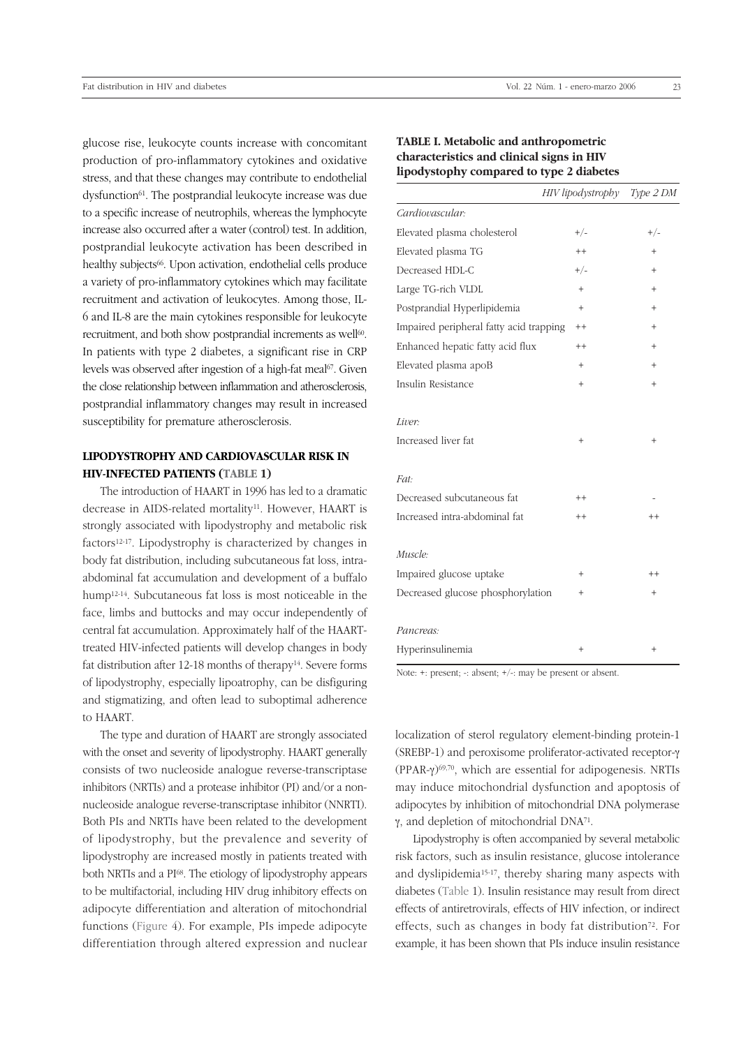glucose rise, leukocyte counts increase with concomitant production of pro-inflammatory cytokines and oxidative stress, and that these changes may contribute to endothelial dysfunction[61]. The postprandial leukocyte increase was due to a specific increase of neutrophils, whereas the lymphocyte increase also occurred after a water (control) test. In addition, postprandial leukocyte activation has been described in healthy subjects[66]. Upon activation, endothelial cells produce a variety of pro-inflammatory cytokines which may facilitate recruitment and activation of leukocytes. Among those, IL-6 and IL-8 are the main cytokines responsible for leukocyte recruitment, and both show postprandial increments as well[60]. In patients with type 2 diabetes, a significant rise in CRP levels was observed after ingestion of a high-fat meal[67]. Given the close relationship between inflammation and atherosclerosis, postprandial inflammatory changes may result in increased susceptibility for premature atherosclerosis.

## LIPODYSTROPHY AND CARDIOVASCULAR RISK IN HIV-INFECTED PATIENTS (TABLE 1)

The introduction of HAART in 1996 has led to a dramatic decrease in AIDS-related mortality[11]. However, HAART is strongly associated with lipodystrophy and metabolic risk factors[12-17]. Lipodystrophy is characterized by changes in body fat distribution, including subcutaneous fat loss, intra-abdominal fat accumulation and development of a buffalo hump[12-14]. Subcutaneous fat loss is most noticeable in the face, limbs and buttocks and may occur independently of central fat accumulation. Approximately half of the HAART-treated HIV-infected patients will develop changes in body fat distribution after 12-18 months of therapy[14]. Severe forms of lipodystrophy, especially lipoatrophy, can be disfiguring and stigmatizing, and often lead to suboptimal adherence to HAART.

The type and duration of HAART are strongly associated with the onset and severity of lipodystrophy. HAART generally consists of two nucleoside analogue reverse-transcriptase inhibitors (NRTIs) and a protease inhibitor (PI) and/or a non-nucleoside analogue reverse-transcriptase inhibitor (NNRTI). Both PIs and NRTIs have been related to the development of lipodystrophy, but the prevalence and severity of lipodystrophy are increased mostly in patients treated with both NRTIs and a PI[68]. The etiology of lipodystrophy appears to be multifactorial, including HIV drug inhibitory effects on adipocyte differentiation and alteration of mitochondrial functions (Figure 4). For example, PIs impede adipocyte differentiation through altered expression and nuclear localization of sterol regulatory element-binding protein-1 (SREBP-1) and peroxisome proliferator-activated receptor-γ (PPAR-γ)[69,70], which are essential for adipogenesis. NRTIs may induce mitochondrial dysfunction and apoptosis of adipocytes by inhibition of mitochondrial DNA polymerase γ, and depletion of mitochondrial DNA[71].

**TABLE I. Metabolic and anthropometric characteristics and clinical signs in HIV lipodystophy compared to type 2 diabetes**

| | *HIV lipodystrophy* | *Type 2 DM* |
|---|---|---|
| *Cardiovascular:* | | |
| Elevated plasma cholesterol | +/- | +/- |
| Elevated plasma TG | ++ | + |
| Decreased HDL-C | +/- | + |
| Large TG-rich VLDL | + | + |
| Postprandial Hyperlipidemia | + | + |
| Impaired peripheral fatty acid trapping | ++ | + |
| Enhanced hepatic fatty acid flux | ++ | + |
| Elevated plasma apoB | + | + |
| Insulin Resistance | + | + |
| *Liver:* | | |
| Increased liver fat | + | + |
| *Fat:* | | |
| Decreased subcutaneous fat | ++ | - |
| Increased intra-abdominal fat | ++ | ++ |
| *Muscle:* | | |
| Impaired glucose uptake | + | ++ |
| Decreased glucose phosphorylation | + | + |
| *Pancreas:* | | |
| Hyperinsulinemia | + | + |

Note: +: present; -: absent; +/-: may be present or absent.

Lipodystrophy is often accompanied by several metabolic risk factors, such as insulin resistance, glucose intolerance and dyslipidemia[15-17], thereby sharing many aspects with diabetes (Table 1). Insulin resistance may result from direct effects of antiretrovirals, effects of HIV infection, or indirect effects, such as changes in body fat distribution[72]. For example, it has been shown that PIs induce insulin resistance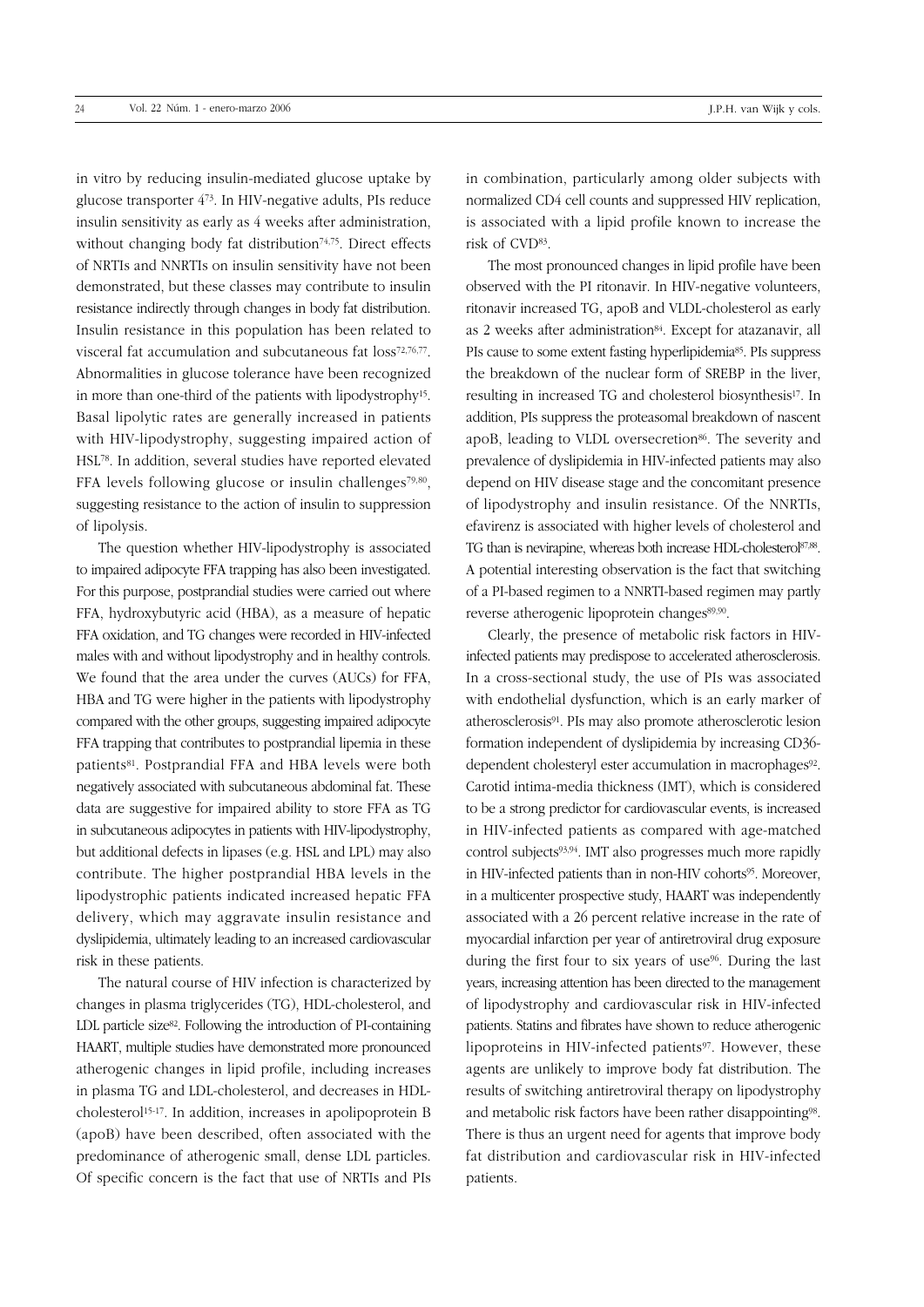in vitro by reducing insulin-mediated glucose uptake by glucose transporter 4[73]. In HIV-negative adults, PIs reduce insulin sensitivity as early as 4 weeks after administration, without changing body fat distribution[74,75]. Direct effects of NRTIs and NNRTIs on insulin sensitivity have not been demonstrated, but these classes may contribute to insulin resistance indirectly through changes in body fat distribution. Insulin resistance in this population has been related to visceral fat accumulation and subcutaneous fat loss[72,76,77]. Abnormalities in glucose tolerance have been recognized in more than one-third of the patients with lipodystrophy[15]. Basal lipolytic rates are generally increased in patients with HIV-lipodystrophy, suggesting impaired action of HSL[78]. In addition, several studies have reported elevated FFA levels following glucose or insulin challenges[79,80], suggesting resistance to the action of insulin to suppression of lipolysis.

The question whether HIV-lipodystrophy is associated to impaired adipocyte FFA trapping has also been investigated. For this purpose, postprandial studies were carried out where FFA, hydroxybutyric acid (HBA), as a measure of hepatic FFA oxidation, and TG changes were recorded in HIV-infected males with and without lipodystrophy and in healthy controls. We found that the area under the curves (AUCs) for FFA, HBA and TG were higher in the patients with lipodystrophy compared with the other groups, suggesting impaired adipocyte FFA trapping that contributes to postprandial lipemia in these patients[81]. Postprandial FFA and HBA levels were both negatively associated with subcutaneous abdominal fat. These data are suggestive for impaired ability to store FFA as TG in subcutaneous adipocytes in patients with HIV-lipodystrophy, but additional defects in lipases (e.g. HSL and LPL) may also contribute. The higher postprandial HBA levels in the lipodystrophic patients indicated increased hepatic FFA delivery, which may aggravate insulin resistance and dyslipidemia, ultimately leading to an increased cardiovascular risk in these patients.

The natural course of HIV infection is characterized by changes in plasma triglycerides (TG), HDL-cholesterol, and LDL particle size[82]. Following the introduction of PI-containing HAART, multiple studies have demonstrated more pronounced atherogenic changes in lipid profile, including increases in plasma TG and LDL-cholesterol, and decreases in HDL-cholesterol[15-17]. In addition, increases in apolipoprotein B (apoB) have been described, often associated with the predominance of atherogenic small, dense LDL particles. Of specific concern is the fact that use of NRTIs and PIs in combination, particularly among older subjects with normalized CD4 cell counts and suppressed HIV replication, is associated with a lipid profile known to increase the risk of CVD[83].

The most pronounced changes in lipid profile have been observed with the PI ritonavir. In HIV-negative volunteers, ritonavir increased TG, apoB and VLDL-cholesterol as early as 2 weeks after administration[84]. Except for atazanavir, all PIs cause to some extent fasting hyperlipidemia[85]. PIs suppress the breakdown of the nuclear form of SREBP in the liver, resulting in increased TG and cholesterol biosynthesis[17]. In addition, PIs suppress the proteasomal breakdown of nascent apoB, leading to VLDL oversecretion[86]. The severity and prevalence of dyslipidemia in HIV-infected patients may also depend on HIV disease stage and the concomitant presence of lipodystrophy and insulin resistance. Of the NNRTIs, efavirenz is associated with higher levels of cholesterol and TG than is nevirapine, whereas both increase HDL-cholesterol[87,88]. A potential interesting observation is the fact that switching of a PI-based regimen to a NNRTI-based regimen may partly reverse atherogenic lipoprotein changes[89,90].

Clearly, the presence of metabolic risk factors in HIV-infected patients may predispose to accelerated atherosclerosis. In a cross-sectional study, the use of PIs was associated with endothelial dysfunction, which is an early marker of atherosclerosis[91]. PIs may also promote atherosclerotic lesion formation independent of dyslipidemia by increasing CD36-dependent cholesteryl ester accumulation in macrophages[92]. Carotid intima-media thickness (IMT), which is considered to be a strong predictor for cardiovascular events, is increased in HIV-infected patients as compared with age-matched control subjects[93,94]. IMT also progresses much more rapidly in HIV-infected patients than in non-HIV cohorts[95]. Moreover, in a multicenter prospective study, HAART was independently associated with a 26 percent relative increase in the rate of myocardial infarction per year of antiretroviral drug exposure during the first four to six years of use[96]. During the last years, increasing attention has been directed to the management of lipodystrophy and cardiovascular risk in HIV-infected patients. Statins and fibrates have shown to reduce atherogenic lipoproteins in HIV-infected patients[97]. However, these agents are unlikely to improve body fat distribution. The results of switching antiretroviral therapy on lipodystrophy and metabolic risk factors have been rather disappointing[98]. There is thus an urgent need for agents that improve body fat distribution and cardiovascular risk in HIV-infected patients.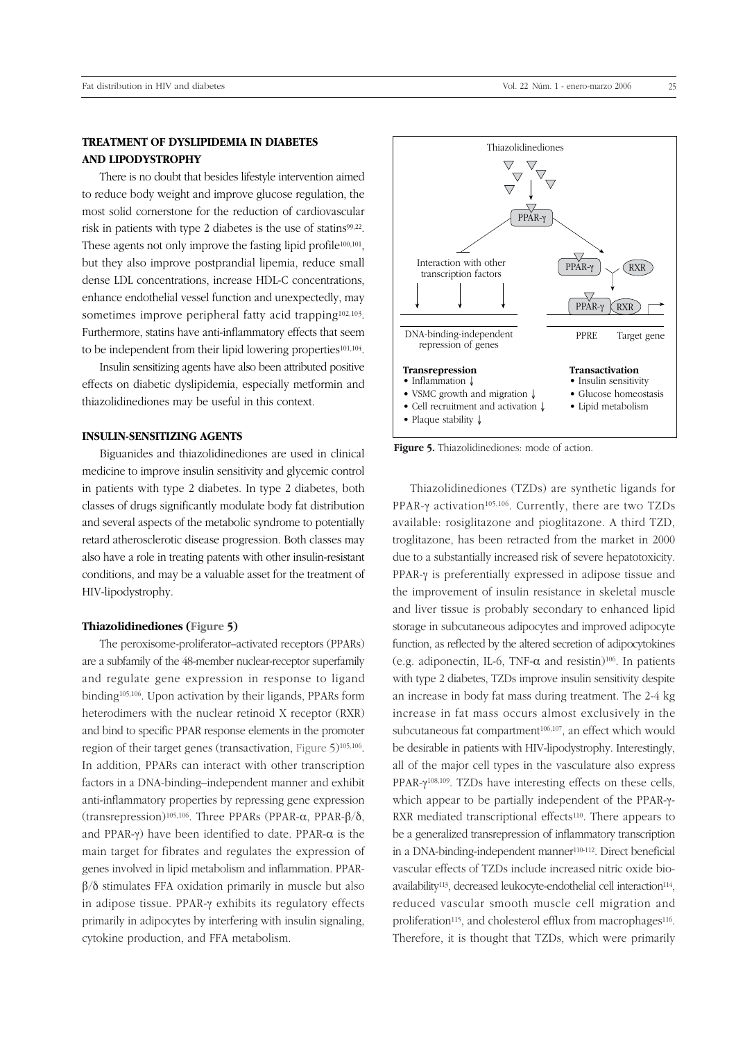## TREATMENT OF DYSLIPIDEMIA IN DIABETES AND LIPODYSTROPHY

There is no doubt that besides lifestyle intervention aimed to reduce body weight and improve glucose regulation, the most solid cornerstone for the reduction of cardiovascular risk in patients with type 2 diabetes is the use of statins[99,22]. These agents not only improve the fasting lipid profile[100,101], but they also improve postprandial lipemia, reduce small dense LDL concentrations, increase HDL-C concentrations, enhance endothelial vessel function and unexpectedly, may sometimes improve peripheral fatty acid trapping[102,103]. Furthermore, statins have anti-inflammatory effects that seem to be independent from their lipid lowering properties[101,104].

Insulin sensitizing agents have also been attributed positive effects on diabetic dyslipidemia, especially metformin and thiazolidinediones may be useful in this context.

## INSULIN-SENSITIZING AGENTS

Biguanides and thiazolidinediones are used in clinical medicine to improve insulin sensitivity and glycemic control in patients with type 2 diabetes. In type 2 diabetes, both classes of drugs significantly modulate body fat distribution and several aspects of the metabolic syndrome to potentially retard atherosclerotic disease progression. Both classes may also have a role in treating patents with other insulin-resistant conditions, and may be a valuable asset for the treatment of HIV-lipodystrophy.

### Thiazolidinediones (Figure 5)

The peroxisome-proliferator–activated receptors (PPARs) are a subfamily of the 48-member nuclear-receptor superfamily and regulate gene expression in response to ligand binding[105,106]. Upon activation by their ligands, PPARs form heterodimers with the nuclear retinoid X receptor (RXR) and bind to specific PPAR response elements in the promoter region of their target genes (transactivation, Figure 5)[105,106]. In addition, PPARs can interact with other transcription factors in a DNA-binding–independent manner and exhibit anti-inflammatory properties by repressing gene expression (transrepression)[105,106]. Three PPARs (PPAR-$\alpha$, PPAR-$\beta/\delta$, and PPAR-$\gamma$) have been identified to date. PPAR-$\alpha$ is the main target for fibrates and regulates the expression of genes involved in lipid metabolism and inflammation. PPAR-$\beta/\delta$ stimulates FFA oxidation primarily in muscle but also in adipose tissue. PPAR-$\gamma$ exhibits its regulatory effects primarily in adipocytes by interfering with insulin signaling, cytokine production, and FFA metabolism.

Thiazolidinediones

PPAR-γ

Interaction with other transcription factors

PPAR-γ RXR

DNA-binding-independent repression of genes

PPRE Target gene

**Transrepression**
- Inflammation ↓
- VSMC growth and migration ↓
- Cell recruitment and activation ↓
- Plaque stability ↓

**Transactivation**
- Insulin sensitivity
- Glucose homeostasis
- Lipid metabolism

**Figure 5.** Thiazolidinediones: mode of action.

Thiazolidinediones (TZDs) are synthetic ligands for PPAR-$\gamma$ activation[105,106]. Currently, there are two TZDs available: rosiglitazone and pioglitazone. A third TZD, troglitazone, has been retracted from the market in 2000 due to a substantially increased risk of severe hepatotoxicity. PPAR-$\gamma$ is preferentially expressed in adipose tissue and the improvement of insulin resistance in skeletal muscle and liver tissue is probably secondary to enhanced lipid storage in subcutaneous adipocytes and improved adipocyte function, as reflected by the altered secretion of adipocytokines (e.g. adiponectin, IL-6, TNF-$\alpha$ and resistin)[106]. In patients with type 2 diabetes, TZDs improve insulin sensitivity despite an increase in body fat mass during treatment. The 2-4 kg increase in fat mass occurs almost exclusively in the subcutaneous fat compartment[106,107], an effect which would be desirable in patients with HIV-lipodystrophy. Interestingly, all of the major cell types in the vasculature also express PPAR-$\gamma$[108,109]. TZDs have interesting effects on these cells, which appear to be partially independent of the PPAR-$\gamma$-RXR mediated transcriptional effects[110]. There appears to be a generalized transrepression of inflammatory transcription in a DNA-binding-independent manner[110-112]. Direct beneficial vascular effects of TZDs include increased nitric oxide bioavailability[113], decreased leukocyte-endothelial cell interaction[114], reduced vascular smooth muscle cell migration and proliferation[115], and cholesterol efflux from macrophages[116]. Therefore, it is thought that TZDs, which were primarily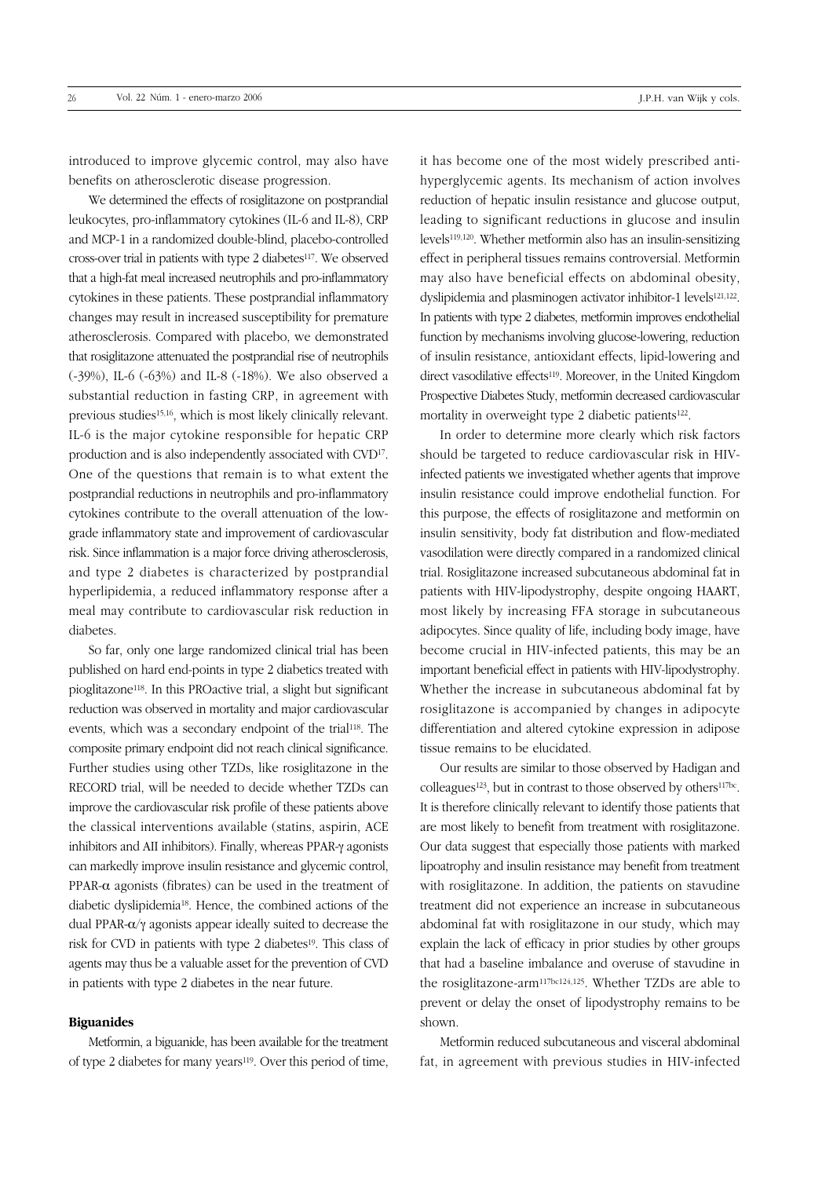introduced to improve glycemic control, may also have benefits on atherosclerotic disease progression.

We determined the effects of rosiglitazone on postprandial leukocytes, pro-inflammatory cytokines (IL-6 and IL-8), CRP and MCP-1 in a randomized double-blind, placebo-controlled cross-over trial in patients with type 2 diabetes[117]. We observed that a high-fat meal increased neutrophils and pro-inflammatory cytokines in these patients. These postprandial inflammatory changes may result in increased susceptibility for premature atherosclerosis. Compared with placebo, we demonstrated that rosiglitazone attenuated the postprandial rise of neutrophils (-39%), IL-6 (-63%) and IL-8 (-18%). We also observed a substantial reduction in fasting CRP, in agreement with previous studies[15,16], which is most likely clinically relevant. IL-6 is the major cytokine responsible for hepatic CRP production and is also independently associated with CVD[17]. One of the questions that remain is to what extent the postprandial reductions in neutrophils and pro-inflammatory cytokines contribute to the overall attenuation of the low-grade inflammatory state and improvement of cardiovascular risk. Since inflammation is a major force driving atherosclerosis, and type 2 diabetes is characterized by postprandial hyperlipidemia, a reduced inflammatory response after a meal may contribute to cardiovascular risk reduction in diabetes.

So far, only one large randomized clinical trial has been published on hard end-points in type 2 diabetics treated with pioglitazone[118]. In this PROactive trial, a slight but significant reduction was observed in mortality and major cardiovascular events, which was a secondary endpoint of the trial[118]. The composite primary endpoint did not reach clinical significance. Further studies using other TZDs, like rosiglitazone in the RECORD trial, will be needed to decide whether TZDs can improve the cardiovascular risk profile of these patients above the classical interventions available (statins, aspirin, ACE inhibitors and AII inhibitors). Finally, whereas PPAR-$\gamma$ agonists can markedly improve insulin resistance and glycemic control, PPAR-$\alpha$ agonists (fibrates) can be used in the treatment of diabetic dyslipidemia[18]. Hence, the combined actions of the dual PPAR-$\alpha/\gamma$ agonists appear ideally suited to decrease the risk for CVD in patients with type 2 diabetes[19]. This class of agents may thus be a valuable asset for the prevention of CVD in patients with type 2 diabetes in the near future.

### Biguanides

Metformin, a biguanide, has been available for the treatment of type 2 diabetes for many years[119]. Over this period of time, it has become one of the most widely prescribed anti-hyperglycemic agents. Its mechanism of action involves reduction of hepatic insulin resistance and glucose output, leading to significant reductions in glucose and insulin levels[119,120]. Whether metformin also has an insulin-sensitizing effect in peripheral tissues remains controversial. Metformin may also have beneficial effects on abdominal obesity, dyslipidemia and plasminogen activator inhibitor-1 levels[121,122]. In patients with type 2 diabetes, metformin improves endothelial function by mechanisms involving glucose-lowering, reduction of insulin resistance, antioxidant effects, lipid-lowering and direct vasodilative effects[119]. Moreover, in the United Kingdom Prospective Diabetes Study, metformin decreased cardiovascular mortality in overweight type 2 diabetic patients[122].

In order to determine more clearly which risk factors should be targeted to reduce cardiovascular risk in HIV-infected patients we investigated whether agents that improve insulin resistance could improve endothelial function. For this purpose, the effects of rosiglitazone and metformin on insulin sensitivity, body fat distribution and flow-mediated vasodilation were directly compared in a randomized clinical trial. Rosiglitazone increased subcutaneous abdominal fat in patients with HIV-lipodystrophy, despite ongoing HAART, most likely by increasing FFA storage in subcutaneous adipocytes. Since quality of life, including body image, have become crucial in HIV-infected patients, this may be an important beneficial effect in patients with HIV-lipodystrophy. Whether the increase in subcutaneous abdominal fat by rosiglitazone is accompanied by changes in adipocyte differentiation and altered cytokine expression in adipose tissue remains to be elucidated.

Our results are similar to those observed by Hadigan and colleagues[123], but in contrast to those observed by others[117bc]. It is therefore clinically relevant to identify those patients that are most likely to benefit from treatment with rosiglitazone. Our data suggest that especially those patients with marked lipoatrophy and insulin resistance may benefit from treatment with rosiglitazone. In addition, the patients on stavudine treatment did not experience an increase in subcutaneous abdominal fat with rosiglitazone in our study, which may explain the lack of efficacy in prior studies by other groups that had a baseline imbalance and overuse of stavudine in the rosiglitazone-arm[117bc124,125]. Whether TZDs are able to prevent or delay the onset of lipodystrophy remains to be shown.

Metformin reduced subcutaneous and visceral abdominal fat, in agreement with previous studies in HIV-infected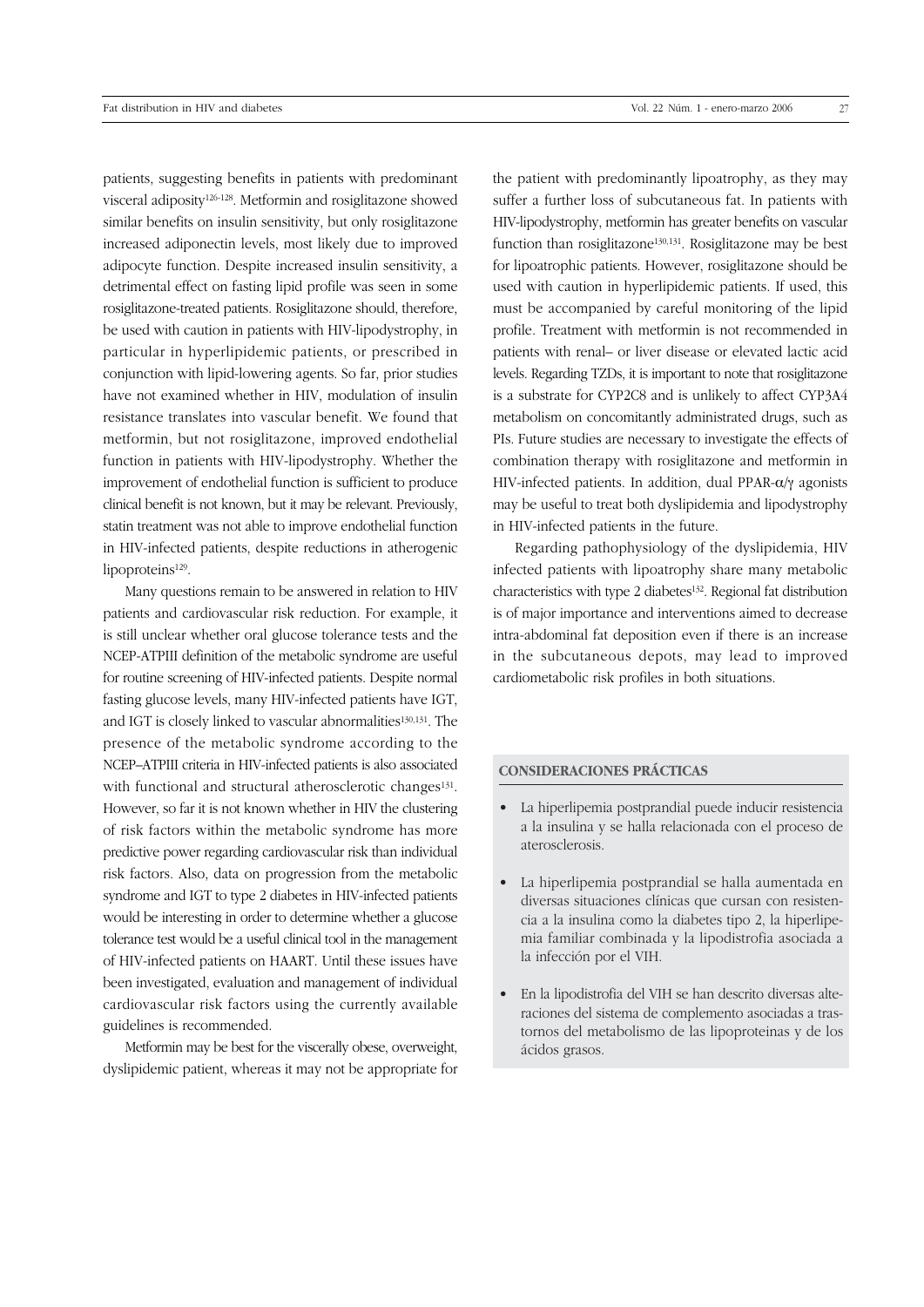patients, suggesting benefits in patients with predominant visceral adiposity[126-128]. Metformin and rosiglitazone showed similar benefits on insulin sensitivity, but only rosiglitazone increased adiponectin levels, most likely due to improved adipocyte function. Despite increased insulin sensitivity, a detrimental effect on fasting lipid profile was seen in some rosiglitazone-treated patients. Rosiglitazone should, therefore, be used with caution in patients with HIV-lipodystrophy, in particular in hyperlipidemic patients, or prescribed in conjunction with lipid-lowering agents. So far, prior studies have not examined whether in HIV, modulation of insulin resistance translates into vascular benefit. We found that metformin, but not rosiglitazone, improved endothelial function in patients with HIV-lipodystrophy. Whether the improvement of endothelial function is sufficient to produce clinical benefit is not known, but it may be relevant. Previously, statin treatment was not able to improve endothelial function in HIV-infected patients, despite reductions in atherogenic lipoproteins[129].

Many questions remain to be answered in relation to HIV patients and cardiovascular risk reduction. For example, it is still unclear whether oral glucose tolerance tests and the NCEP-ATPIII definition of the metabolic syndrome are useful for routine screening of HIV-infected patients. Despite normal fasting glucose levels, many HIV-infected patients have IGT, and IGT is closely linked to vascular abnormalities[130,131]. The presence of the metabolic syndrome according to the NCEP–ATPIII criteria in HIV-infected patients is also associated with functional and structural atherosclerotic changes[131]. However, so far it is not known whether in HIV the clustering of risk factors within the metabolic syndrome has more predictive power regarding cardiovascular risk than individual risk factors. Also, data on progression from the metabolic syndrome and IGT to type 2 diabetes in HIV-infected patients would be interesting in order to determine whether a glucose tolerance test would be a useful clinical tool in the management of HIV-infected patients on HAART. Until these issues have been investigated, evaluation and management of individual cardiovascular risk factors using the currently available guidelines is recommended.

Metformin may be best for the viscerally obese, overweight, dyslipidemic patient, whereas it may not be appropriate for the patient with predominantly lipoatrophy, as they may suffer a further loss of subcutaneous fat. In patients with HIV-lipodystrophy, metformin has greater benefits on vascular function than rosiglitazone[130,131]. Rosiglitazone may be best for lipoatrophic patients. However, rosiglitazone should be used with caution in hyperlipidemic patients. If used, this must be accompanied by careful monitoring of the lipid profile. Treatment with metformin is not recommended in patients with renal– or liver disease or elevated lactic acid levels. Regarding TZDs, it is important to note that rosiglitazone is a substrate for CYP2C8 and is unlikely to affect CYP3A4 metabolism on concomitantly administrated drugs, such as PIs. Future studies are necessary to investigate the effects of combination therapy with rosiglitazone and metformin in HIV-infected patients. In addition, dual PPAR-$\alpha/\gamma$ agonists may be useful to treat both dyslipidemia and lipodystrophy in HIV-infected patients in the future.

Regarding pathophysiology of the dyslipidemia, HIV infected patients with lipoatrophy share many metabolic characteristics with type 2 diabetes[132]. Regional fat distribution is of major importance and interventions aimed to decrease intra-abdominal fat deposition even if there is an increase in the subcutaneous depots, may lead to improved cardiometabolic risk profiles in both situations.

## CONSIDERACIONES PRÁCTICAS

- La hiperlipemia postprandial puede inducir resistencia a la insulina y se halla relacionada con el proceso de aterosclerosis.
- La hiperlipemia postprandial se halla aumentada en diversas situaciones clínicas que cursan con resistencia a la insulina como la diabetes tipo 2, la hiperlipemia familiar combinada y la lipodistrofia asociada a la infección por el VIH.
- En la lipodistrofia del VIH se han descrito diversas alteraciones del sistema de complemento asociadas a trastornos del metabolismo de las lipoproteinas y de los ácidos grasos.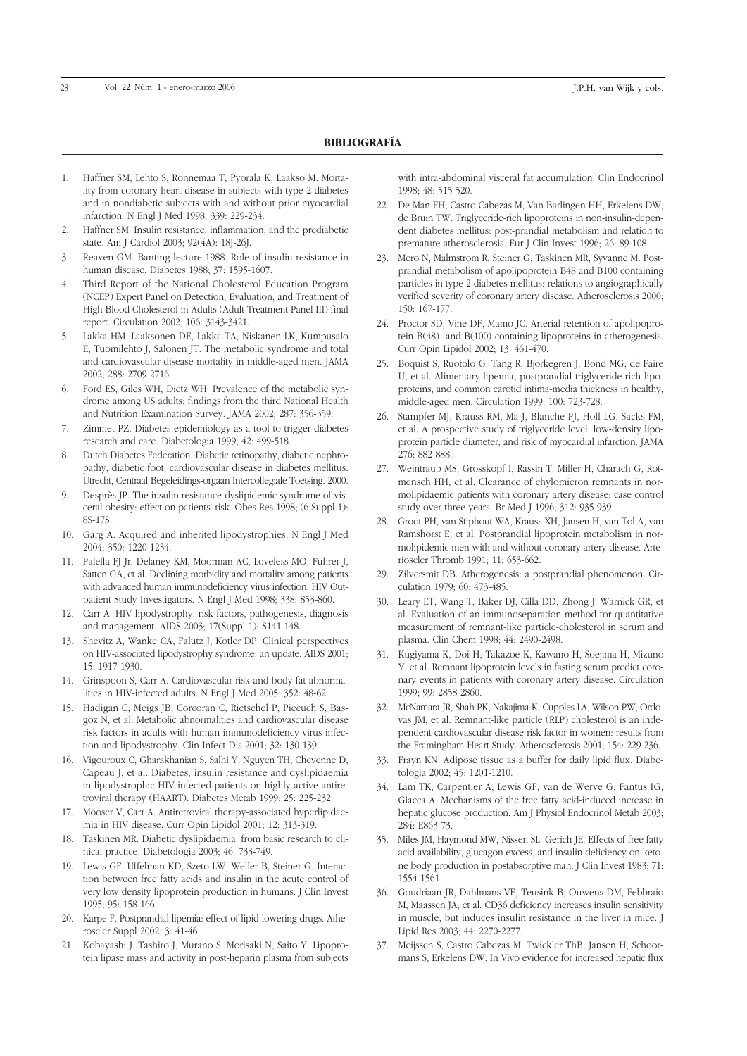## BIBLIOGRAFÍA

1. Haffner SM, Lehto S, Ronnemaa T, Pyorala K, Laakso M. Mortality from coronary heart disease in subjects with type 2 diabetes and in nondiabetic subjects with and without prior myocardial infarction. N Engl J Med 1998; 339: 229-234.
2. Haffner SM. Insulin resistance, inflammation, and the prediabetic state. Am J Cardiol 2003; 92(4A): 18J-26J.
3. Reaven GM. Banting lecture 1988. Role of insulin resistance in human disease. Diabetes 1988; 37: 1595-1607.
4. Third Report of the National Cholesterol Education Program (NCEP) Expert Panel on Detection, Evaluation, and Treatment of High Blood Cholesterol in Adults (Adult Treatment Panel III) final report. Circulation 2002; 106: 3143-3421.
5. Lakka HM, Laaksonen DE, Lakka TA, Niskanen LK, Kumpusalo E, Tuomilehto J, Salonen JT. The metabolic syndrome and total and cardiovascular disease mortality in middle-aged men. JAMA 2002; 288: 2709-2716.
6. Ford ES, Giles WH, Dietz WH. Prevalence of the metabolic syndrome among US adults: findings from the third National Health and Nutrition Examination Survey. JAMA 2002; 287: 356-359.
7. Zimmet PZ. Diabetes epidemiology as a tool to trigger diabetes research and care. Diabetologia 1999; 42: 499-518.
8. Dutch Diabetes Federation. Diabetic retinopathy, diabetic nephropathy, diabetic foot, cardiovascular disease in diabetes mellitus. Utrecht, Centraal Begeleidings-orgaan Intercollegiale Toetsing. 2000.
9. Desprès JP. The insulin resistance-dyslipidemic syndrome of visceral obesity: effect on patients' risk. Obes Res 1998; (6 Suppl 1): 8S-17S.
10. Garg A. Acquired and inherited lipodystrophies. N Engl J Med 2004; 350: 1220-1234.
11. Palella FJ Jr, Delaney KM, Moorman AC, Loveless MO, Fuhrer J, Satten GA, et al. Declining morbidity and mortality among patients with advanced human immunodeficiency virus infection. HIV Outpatient Study Investigators. N Engl J Med 1998; 338: 853-860.
12. Carr A. HIV lipodystrophy: risk factors, pathogenesis, diagnosis and management. AIDS 2003; 17(Suppl 1): S141-148.
13. Shevitz A, Wanke CA, Falutz J, Kotler DP. Clinical perspectives on HIV-associated lipodystrophy syndrome: an update. AIDS 2001; 15: 1917-1930.
14. Grinspoon S, Carr A. Cardiovascular risk and body-fat abnormalities in HIV-infected adults. N Engl J Med 2005; 352: 48-62.
15. Hadigan C, Meigs JB, Corcoran C, Rietschel P, Piecuch S, Basgoz N, et al. Metabolic abnormalities and cardiovascular disease risk factors in adults with human immunodeficiency virus infection and lipodystrophy. Clin Infect Dis 2001; 32: 130-139.
16. Vigouroux C, Gharakhanian S, Salhi Y, Nguyen TH, Chevenne D, Capeau J, et al. Diabetes, insulin resistance and dyslipidaemia in lipodystrophic HIV-infected patients on highly active antiretroviral therapy (HAART). Diabetes Metab 1999; 25: 225-232.
17. Mooser V, Carr A. Antiretroviral therapy-associated hyperlipidaemia in HIV disease. Curr Opin Lipidol 2001; 12: 313-319.
18. Taskinen MR. Diabetic dyslipidaemia: from basic research to clinical practice. Diabetologia 2003; 46: 733-749.
19. Lewis GF, Uffelman KD, Szeto LW, Weller B, Steiner G. Interaction between free fatty acids and insulin in the acute control of very low density lipoprotein production in humans. J Clin Invest 1995; 95: 158-166.
20. Karpe F. Postprandial lipemia: effect of lipid-lowering drugs. Atheroscler Suppl 2002; 3: 41-46.
21. Kobayashi J, Tashiro J, Murano S, Morisaki N, Saito Y. Lipoprotein lipase mass and activity in post-heparin plasma from subjects with intra-abdominal visceral fat accumulation. Clin Endocrinol 1998; 48: 515-520.
22. De Man FH, Castro Cabezas M, Van Barlingen HH, Erkelens DW, de Bruin TW. Triglyceride-rich lipoproteins in non-insulin-dependent diabetes mellitus: post-prandial metabolism and relation to premature atherosclerosis. Eur J Clin Invest 1996; 26: 89-108.
23. Mero N, Malmstrom R, Steiner G, Taskinen MR, Syvanne M. Postprandial metabolism of apolipoprotein B48 and B100 containing particles in type 2 diabetes mellitus: relations to angiographically verified severity of coronary artery disease. Atherosclerosis 2000; 150: 167-177.
24. Proctor SD, Vine DF, Mamo JC. Arterial retention of apolipoprotein B(48)- and B(100)-containing lipoproteins in atherogenesis. Curr Opin Lipidol 2002; 13: 461-470.
25. Boquist S, Ruotolo G, Tang R, Bjorkegren J, Bond MG, de Faire U, et al. Alimentary lipemia, postprandial triglyceride-rich lipoproteins, and common carotid intima-media thickness in healthy, middle-aged men. Circulation 1999; 100: 723-728.
26. Stampfer MJ, Krauss RM, Ma J, Blanche PJ, Holl LG, Sacks FM, et al. A prospective study of triglyceride level, low-density lipoprotein particle diameter, and risk of myocardial infarction. JAMA 276: 882-888.
27. Weintraub MS, Grosskopf I, Rassin T, Miller H, Charach G, Rotmensch HH, et al. Clearance of chylomicron remnants in normolipidaemic patients with coronary artery disease: case control study over three years. Br Med J 1996; 312: 935-939.
28. Groot PH, van Stiphout WA, Krauss XH, Jansen H, van Tol A, van Ramshorst E, et al. Postprandial lipoprotein metabolism in normolipidemic men with and without coronary artery disease. Arterioscler Thromb 1991; 11: 653-662.
29. Zilversmit DB. Atherogenesis: a postprandial phenomenon. Circulation 1979; 60: 473-485.
30. Leary ET, Wang T, Baker DJ, Cilla DD, Zhong J, Warnick GR, et al. Evaluation of an immunoseparation method for quantitative measurement of remnant-like particle-cholesterol in serum and plasma. Clin Chem 1998; 44: 2490-2498.
31. Kugiyama K, Doi H, Takazoe K, Kawano H, Soejima H, Mizuno Y, et al. Remnant lipoprotein levels in fasting serum predict coronary events in patients with coronary artery disease. Circulation 1999; 99: 2858-2860.
32. McNamara JR, Shah PK, Nakajima K, Cupples LA, Wilson PW, Ordovas JM, et al. Remnant-like particle (RLP) cholesterol is an independent cardiovascular disease risk factor in women: results from the Framingham Heart Study. Atherosclerosis 2001; 154: 229-236.
33. Frayn KN. Adipose tissue as a buffer for daily lipid flux. Diabetologia 2002; 45: 1201-1210.
34. Lam TK, Carpentier A, Lewis GF, van de Werve G, Fantus IG, Giacca A. Mechanisms of the free fatty acid-induced increase in hepatic glucose production. Am J Physiol Endocrinol Metab 2003; 284: E863-73.
35. Miles JM, Haymond MW, Nissen SL, Gerich JE. Effects of free fatty acid availability, glucagon excess, and insulin deficiency on ketone body production in postabsorptive man. J Clin Invest 1983; 71: 1554-1561.
36. Goudriaan JR, Dahlmans VE, Teusink B, Ouwens DM, Febbraio M, Maassen JA, et al. CD36 deficiency increases insulin sensitivity in muscle, but induces insulin resistance in the liver in mice. J Lipid Res 2003; 44: 2270-2277.
37. Meijssen S, Castro Cabezas M, Twickler ThB, Jansen H, Schoormans S, Erkelens DW. In Vivo evidence for increased hepatic flux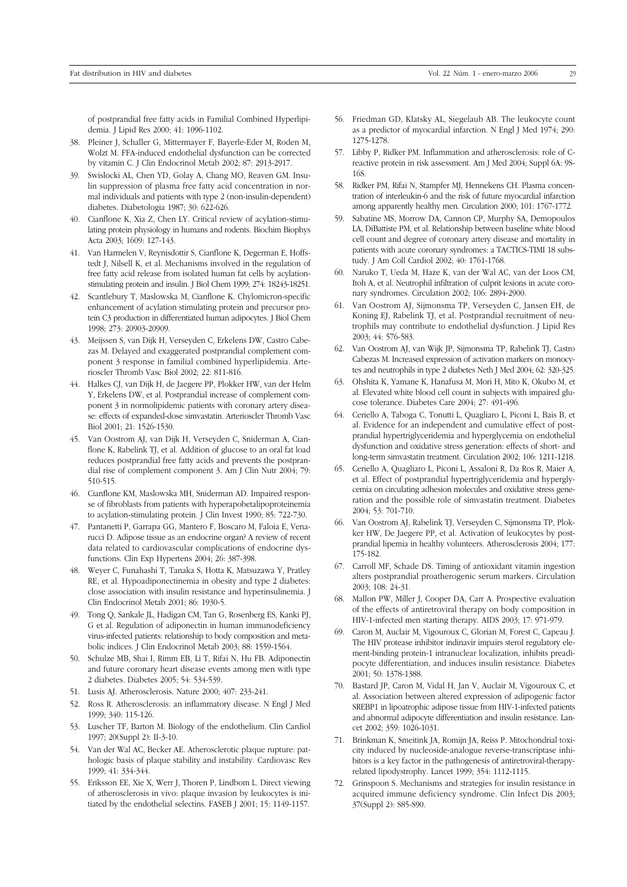of postprandial free fatty acids in Familial Combined Hyperlipidemia. J Lipid Res 2000; 41: 1096-1102.

38. Pleiner J, Schaller G, Mittermayer F, Bayerle-Eder M, Roden M, Wolzt M. FFA-induced endothelial dysfunction can be corrected by vitamin C. J Clin Endocrinol Metab 2002; 87: 2913-2917.
39. Swislocki AL, Chen YD, Golay A, Chang MO, Reaven GM. Insulin suppression of plasma free fatty acid concentration in normal individuals and patients with type 2 (non-insulin-dependent) diabetes. Diabetologia 1987; 30: 622-626.
40. Cianflone K, Xia Z, Chen LY. Critical review of acylation-stimulating protein physiology in humans and rodents. Biochim Biophys Acta 2003; 1609: 127-143.
41. Van Harmelen V, Reynisdottir S, Cianflone K, Degerman E, Hoffstedt J, Nilsell K, et al. Mechanisms involved in the regulation of free fatty acid release from isolated human fat cells by acylation-stimulating protein and insulin. J Biol Chem 1999; 274: 18243-18251.
42. Scantlebury T, Maslowska M, Cianflone K. Chylomicron-specific enhancement of acylation stimulating protein and precursor protein C3 production in differentiated human adipocytes. J Biol Chem 1998; 273: 20903-20909.
43. Meijssen S, van Dijk H, Verseyden C, Erkelens DW, Castro Cabezas M. Delayed and exaggerated postprandial complement component 3 response in familial combined hyperlipidemia. Arterioscler Thromb Vasc Biol 2002; 22: 811-816.
44. Halkes CJ, van Dijk H, de Jaegere PP, Plokker HW, van der Helm Y, Erkelens DW, et al. Postprandial increase of complement component 3 in normolipidemic patients with coronary artery disease: effects of expanded-dose simvastatin. Arterioscler Thromb Vasc Biol 2001; 21: 1526-1530.
45. Van Oostrom AJ, van Dijk H, Verseyden C, Sniderman A, Cianflone K, Rabelink TJ, et al. Addition of glucose to an oral fat load reduces postprandial free fatty acids and prevents the postprandial rise of complement component 3. Am J Clin Nutr 2004; 79: 510-515.
46. Cianflone KM, Maslowska MH, Sniderman AD. Impaired response of fibroblasts from patients with hyperapobetalipoproteinemia to acylation-stimulating protein. J Clin Invest 1990; 85: 722-730.
47. Pantanetti P, Garrapa GG, Mantero F, Boscaro M, Faloia E, Venarucci D. Adipose tissue as an endocrine organ? A review of recent data related to cardiovascular complications of endocrine dysfunctions. Clin Exp Hypertens 2004; 26: 387-398.
48. Weyer C, Funahashi T, Tanaka S, Hotta K, Matsuzawa Y, Pratley RE, et al. Hypoadiponectinemia in obesity and type 2 diabetes: close association with insulin resistance and hyperinsulinemia. J Clin Endocrinol Metab 2001; 86: 1930-5.
49. Tong Q, Sankale JL, Hadigan CM, Tan G, Rosenberg ES, Kanki PJ, G et al. Regulation of adiponectin in human immunodeficiency virus-infected patients: relationship to body composition and metabolic indices. J Clin Endocrinol Metab 2003; 88: 1559-1564.
50. Schulze MB, Shai I, Rimm EB, Li T, Rifai N, Hu FB. Adiponectin and future coronary heart disease events among men with type 2 diabetes. Diabetes 2005; 54: 534-539.
51. Lusis AJ. Atherosclerosis. Nature 2000; 407: 233-241.
52. Ross R. Atherosclerosis: an inflammatory disease. N Engl J Med 1999; 340: 115-126.
53. Luscher TF, Barton M. Biology of the endothelium. Clin Cardiol 1997; 20(Suppl 2): II-3-10.
54. Van der Wal AC, Becker AE. Atherosclerotic plaque rupture: pathologic basis of plaque stability and instability. Cardiovasc Res 1999; 41: 334-344.
55. Eriksson EE, Xie X, Werr J, Thoren P, Lindbom L. Direct viewing of atherosclerosis in vivo: plaque invasion by leukocytes is initiated by the endothelial selectins. FASEB J 2001; 15: 1149-1157.
56. Friedman GD, Klatsky AL, Siegelaub AB. The leukocyte count as a predictor of myocardial infarction. N Engl J Med 1974; 290: 1275-1278.
57. Libby P, Ridker PM. Inflammation and atherosclerosis: role of C-reactive protein in risk assessment. Am J Med 2004; Suppl 6A: 9S-16S.
58. Ridker PM, Rifai N, Stampfer MJ, Hennekens CH. Plasma concentration of interleukin-6 and the risk of future myocardial infarction among apparently healthy men. Circulation 2000; 101: 1767-1772.
59. Sabatine MS, Morrow DA, Cannon CP, Murphy SA, Demopoulos LA, DiBattiste PM, et al. Relationship between baseline white blood cell count and degree of coronary artery disease and mortality in patients with acute coronary syndromes: a TACTICS-TIMI 18 substudy. J Am Coll Cardiol 2002; 40: 1761-1768.
60. Naruko T, Ueda M, Haze K, van der Wal AC, van der Loos CM, Itoh A, et al. Neutrophil infiltration of culprit lesions in acute coronary syndromes. Circulation 2002; 106: 2894-2900.
61. Van Oostrom AJ, Sijmonsma TP, Verseyden C, Jansen EH, de Koning EJ, Rabelink TJ, et al. Postprandial recruitment of neutrophils may contribute to endothelial dysfunction. J Lipid Res 2003; 44: 576-583.
62. Van Oostrom AJ, van Wijk JP, Sijmonsma TP, Rabelink TJ, Castro Cabezas M. Increased expression of activation markers on monocytes and neutrophils in type 2 diabetes Neth J Med 2004; 62: 320-325.
63. Ohshita K, Yamane K, Hanafusa M, Mori H, Mito K, Okubo M, et al. Elevated white blood cell count in subjects with impaired glucose tolerance. Diabetes Care 2004; 27: 491-496.
64. Ceriello A, Taboga C, Tonutti L, Quagliaro L, Piconi L, Bais B, et al. Evidence for an independent and cumulative effect of postprandial hypertriglyceridemia and hyperglycemia on endothelial dysfunction and oxidative stress generation: effects of short- and long-term simvastatin treatment. Circulation 2002; 106: 1211-1218.
65. Ceriello A, Quagliaro L, Piconi L, Assaloni R, Da Ros R, Maier A, et al. Effect of postprandial hypertriglyceridemia and hyperglycemia on circulating adhesion molecules and oxidative stress generation and the possible role of simvastatin treatment. Diabetes 2004; 53: 701-710.
66. Van Oostrom AJ, Rabelink TJ, Verseyden C, Sijmonsma TP, Plokker HW, De Jaegere PP, et al. Activation of leukocytes by postprandial lipemia in healthy volunteers. Atherosclerosis 2004; 177: 175-182.
67. Carroll MF, Schade DS. Timing of antioxidant vitamin ingestion alters postprandial proatherogenic serum markers. Circulation 2003; 108: 24-31.
68. Mallon PW, Miller J, Cooper DA, Carr A. Prospective evaluation of the effects of antiretroviral therapy on body composition in HIV-1-infected men starting therapy. AIDS 2003; 17: 971-979.
69. Caron M, Auclair M, Vigouroux C, Glorian M, Forest C, Capeau J. The HIV protease inhibitor indinavir impairs sterol regulatory element-binding protein-1 intranuclear localization, inhibits preadipocyte differentiation, and induces insulin resistance. Diabetes 2001; 50: 1378-1388.
70. Bastard JP, Caron M, Vidal H, Jan V, Auclair M, Vigouroux C, et al. Association between altered expression of adipogenic factor SREBP1 in lipoatrophic adipose tissue from HIV-1-infected patients and abnormal adipocyte differentiation and insulin resistance. Lancet 2002; 359: 1026-1031.
71. Brinkman K, Smeitink JA, Romijn JA, Reiss P. Mitochondrial toxicity induced by nucleoside-analogue reverse-transcriptase inhibitors is a key factor in the pathogenesis of antiretroviral-therapy-related lipodystrophy. Lancet 1999; 354: 1112-1115.
72. Grinspoon S. Mechanisms and strategies for insulin resistance in acquired immune deficiency syndrome. Clin Infect Dis 2003; 37(Suppl 2): S85-S90.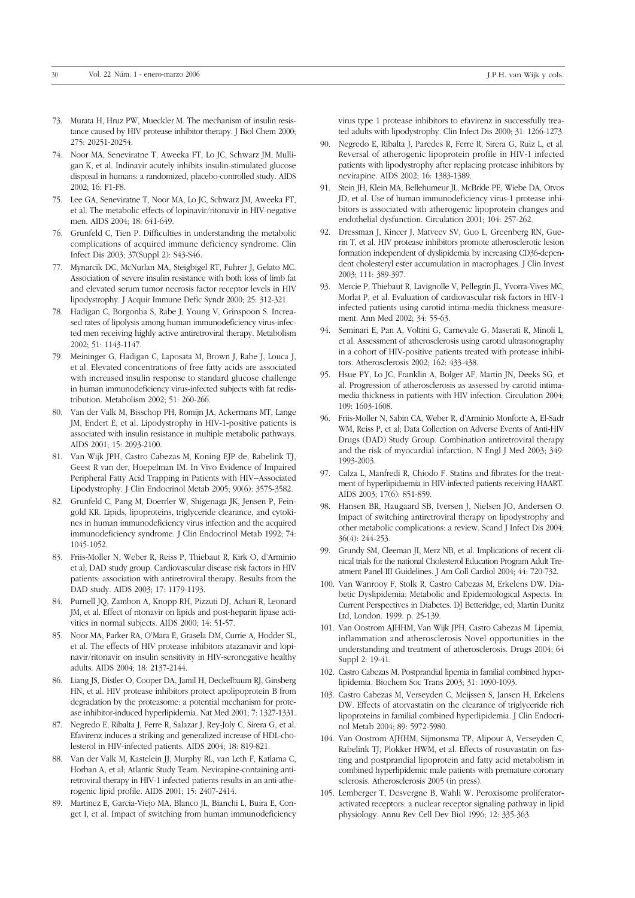73. Murata H, Hruz PW, Mueckler M. The mechanism of insulin resistance caused by HIV protease inhibitor therapy. J Biol Chem 2000; 275: 20251-20254.
74. Noor MA, Seneviratne T, Aweeka FT, Lo JC, Schwarz JM, Mulligan K, et al. Indinavir acutely inhibits insulin-stimulated glucose disposal in humans: a randomized, placebo-controlled study. AIDS 2002; 16: F1-F8.
75. Lee GA, Seneviratne T, Noor MA, Lo JC, Schwarz JM, Aweeka FT, et al. The metabolic effects of lopinavir/ritonavir in HIV-negative men. AIDS 2004; 18: 641-649.
76. Grunfeld C, Tien P. Difficulties in understanding the metabolic complications of acquired immune deficiency syndrome. Clin Infect Dis 2003; 37(Suppl 2): S43-S46.
77. Mynarcik DC, McNurlan MA, Steigbigel RT, Fuhrer J, Gelato MC. Association of severe insulin resistance with both loss of limb fat and elevated serum tumor necrosis factor receptor levels in HIV lipodystrophy. J Acquir Immune Defic Syndr 2000; 25: 312-321.
78. Hadigan C, Borgonha S, Rabe J, Young V, Grinspoon S. Increased rates of lipolysis among human immunodeficiency virus-infected men receiving highly active antiretroviral therapy. Metabolism 2002; 51: 1143-1147.
79. Meininger G, Hadigan C, Laposata M, Brown J, Rabe J, Louca J, et al. Elevated concentrations of free fatty acids are associated with increased insulin response to standard glucose challenge in human immunodeficiency virus-infected subjects with fat redistribution. Metabolism 2002; 51: 260-266.
80. Van der Valk M, Bisschop PH, Romijn JA, Ackermans MT, Lange JM, Endert E, et al. Lipodystrophy in HIV-1-positive patients is associated with insulin resistance in multiple metabolic pathways. AIDS 2001; 15: 2093-2100.
81. Van Wijk JPH, Castro Cabezas M, Koning EJP de, Rabelink TJ, Geest R van der, Hoepelman IM. In Vivo Evidence of Impaired Peripheral Fatty Acid Trapping in Patients with HIV--Associated Lipodystrophy. J Clin Endocrinol Metab 2005; 90(6): 3575-3582.
82. Grunfeld C, Pang M, Doerrler W, Shigenaga JK, Jensen P, Feingold KR. Lipids, lipoproteins, triglyceride clearance, and cytokines in human immunodeficiency virus infection and the acquired immunodeficiency syndrome. J Clin Endocrinol Metab 1992; 74: 1045-1052.
83. Friis-Moller N, Weber R, Reiss P, Thiebaut R, Kirk O, d'Arminio et al; DAD study group. Cardiovascular disease risk factors in HIV patients: association with antiretroviral therapy. Results from the DAD study. AIDS 2003; 17: 1179-1193.
84. Purnell JQ, Zambon A, Knopp RH, Pizzuti DJ, Achari R, Leonard JM, et al. Effect of ritonavir on lipids and post-heparin lipase activities in normal subjects. AIDS 2000; 14: 51-57.
85. Noor MA, Parker RA, O'Mara E, Grasela DM, Currie A, Hodder SL, et al. The effects of HIV protease inhibitors atazanavir and lopinavir/ritonavir on insulin sensitivity in HIV-seronegative healthy adults. AIDS 2004; 18: 2137-2144.
86. Liang JS, Distler O, Cooper DA, Jamil H, Deckelbaum RJ, Ginsberg HN, et al. HIV protease inhibitors protect apolipoprotein B from degradation by the proteasome: a potential mechanism for protease inhibitor-induced hyperlipidemia. Nat Med 2001; 7: 1327-1331.
87. Negredo E, Ribalta J, Ferre R, Salazar J, Rey-Joly C, Sirera G, et al. Efavirenz induces a striking and generalized increase of HDL-cholesterol in HIV-infected patients. AIDS 2004; 18: 819-821.
88. Van der Valk M, Kastelein JJ, Murphy RL, van Leth F, Katlama C, Horban A, et al; Atlantic Study Team. Nevirapine-containing antiretroviral therapy in HIV-1 infected patients results in an anti-atherogenic lipid profile. AIDS 2001; 15: 2407-2414.
89. Martinez E, Garcia-Viejo MA, Blanco JL, Bianchi L, Buira E, Conget I, et al. Impact of switching from human immunodeficiency virus type 1 protease inhibitors to efavirenz in successfully treated adults with lipodystrophy. Clin Infect Dis 2000; 31: 1266-1273.
90. Negredo E, Ribalta J, Paredes R, Ferre R, Sirera G, Ruiz L, et al. Reversal of atherogenic lipoprotein profile in HIV-1 infected patients with lipodystrophy after replacing protease inhibitors by nevirapine. AIDS 2002; 16: 1383-1389.
91. Stein JH, Klein MA, Bellehumeur JL, McBride PE, Wiebe DA, Otvos JD, et al. Use of human immunodeficiency virus-1 protease inhibitors is associated with atherogenic lipoprotein changes and endothelial dysfunction. Circulation 2001; 104: 257-262.
92. Dressman J, Kincer J, Matveev SV, Guo L, Greenberg RN, Guerin T, et al. HIV protease inhibitors promote atherosclerotic lesion formation independent of dyslipidemia by increasing CD36-dependent cholesteryl ester accumulation in macrophages. J Clin Invest 2003; 111: 389-397.
93. Mercie P, Thiebaut R, Lavignolle V, Pellegrin JL, Yvorra-Vives MC, Morlat P, et al. Evaluation of cardiovascular risk factors in HIV-1 infected patients using carotid intima-media thickness measurement. Ann Med 2002; 34: 55-63.
94. Seminari E, Pan A, Voltini G, Carnevale G, Maserati R, Minoli L, et al. Assessment of atherosclerosis using carotid ultrasonography in a cohort of HIV-positive patients treated with protease inhibitors. Atherosclerosis 2002; 162: 433-438.
95. Hsue PY, Lo JC, Franklin A, Bolger AF, Martin JN, Deeks SG, et al. Progression of atherosclerosis as assessed by carotid intima-media thickness in patients with HIV infection. Circulation 2004; 109: 1603-1608.
96. Friis-Moller N, Sabin CA, Weber R, d'Arminio Monforte A, El-Sadr WM, Reiss P, et al; Data Collection on Adverse Events of Anti-HIV Drugs (DAD) Study Group. Combination antiretroviral therapy and the risk of myocardial infarction. N Engl J Med 2003; 349: 1993-2003.
97. Calza L, Manfredi R, Chiodo F. Statins and fibrates for the treatment of hyperlipidaemia in HIV-infected patients receiving HAART. AIDS 2003; 17(6): 851-859.
98. Hansen BR, Haugaard SB, Iversen J, Nielsen JO, Andersen O. Impact of switching antiretroviral therapy on lipodystrophy and other metabolic complications: a review. Scand J Infect Dis 2004; 36(4): 244-253.
99. Grundy SM, Cleeman JI, Merz NB, et al. Implications of recent clinical trials for the national Cholesterol Education Program Adult Treatment Panel III Guidelines. J Am Coll Cardiol 2004; 44: 720-732.
100. Van Wanrooy F, Stolk R, Castro Cabezas M, Erkelens DW. Diabetic Dyslipidemia: Metabolic and Epidemiological Aspects. In: Current Perspectives in Diabetes. DJ Betteridge, ed; Martin Dunitz Ltd, London. 1999. p. 25-139.
101. Van Oostrom AJHHM, Van Wijk JPH, Castro Cabezas M. Lipemia, inflammation and atherosclerosis Novel opportunities in the understanding and treatment of atherosclerosis. Drugs 2004; 64 Suppl 2: 19-41.
102. Castro Cabezas M. Postprandial lipemia in familial combined hyperlipidemia. Biochem Soc Trans 2003; 31: 1090-1093.
103. Castro Cabezas M, Verseyden C, Meijssen S, Jansen H, Erkelens DW. Effects of atorvastatin on the clearance of triglyceride rich lipoproteins in familial combined hyperlipidemia. J Clin Endocrinol Metab 2004; 89: 5972-5980.
104. Van Oostrom AJHHM, Sijmonsma TP, Alipour A, Verseyden C, Rabelink TJ, Plokker HWM, et al. Effects of rosuvastatin on fasting and postprandial lipoprotein and fatty acid metabolism in combined hyperlipidemic male patients with premature coronary sclerosis. Atherosclerosis 2005 (in press).
105. Lemberger T, Desvergne B, Wahli W. Peroxisome proliferator-activated receptors: a nuclear receptor signaling pathway in lipid physiology. Annu Rev Cell Dev Biol 1996; 12: 335-363.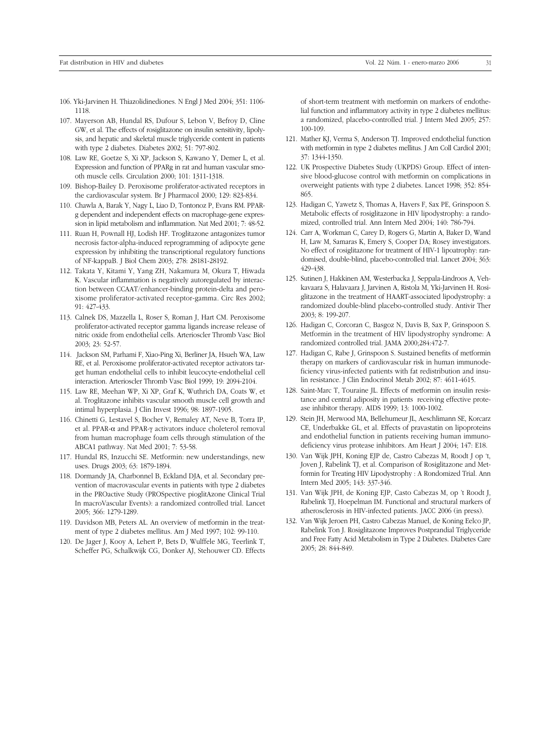106. Yki-Jarvinen H. Thiazolidinediones. N Engl J Med 2004; 351: 1106-1118.

107. Mayerson AB, Hundal RS, Dufour S, Lebon V, Befroy D, Cline GW, et al. The effects of rosiglitazone on insulin sensitivity, lipolysis, and hepatic and skeletal muscle triglyceride content in patients with type 2 diabetes. Diabetes 2002; 51: 797-802.

108. Law RE, Goetze S, Xi XP, Jackson S, Kawano Y, Demer L, et al. Expression and function of PPARg in rat and human vascular smooth muscle cells. Circulation 2000; 101: 1311-1318.

109. Bishop-Bailey D. Peroxisome proliferator-activated receptors in the cardiovascular system. Br J Pharmacol 2000; 129: 823-834.

110. Chawla A, Barak Y, Nagy L, Liao D, Tontonoz P, Evans RM. PPAR-g dependent and independent effects on macrophage-gene expression in lipid metabolism and inflammation. Nat Med 2001; 7: 48-52.

111. Ruan H, Pownall HJ, Lodish HF. Troglitazone antagonizes tumor necrosis factor-alpha-induced reprogramming of adipocyte gene expression by inhibiting the transcriptional regulatory functions of NF-kappaB. J Biol Chem 2003; 278: 28181-28192.

112. Takata Y, Kitami Y, Yang ZH, Nakamura M, Okura T, Hiwada K. Vascular inflammation is negatively autoregulated by interaction between CCAAT/enhancer-binding protein-delta and peroxisome proliferator-activated receptor-gamma. Circ Res 2002; 91: 427-433.

113. Calnek DS, Mazzella L, Roser S, Roman J, Hart CM. Peroxisome proliferator-activated receptor gamma ligands increase release of nitric oxide from endothelial cells. Arterioscler Thromb Vasc Biol 2003; 23: 52-57.

114. Jackson SM, Parhami F, Xiao-Ping Xi, Berliner JA, Hsueh WA, Law RE, et al. Peroxisome proliferator-activated receptor activators target human endothelial cells to inhibit leucocyte-endothelial cell interaction. Arterioscler Thromb Vasc Biol 1999; 19: 2094-2104.

115. Law RE, Meehan WP, Xi XP, Graf K, Wuthrich DA, Coats W, et al. Troglitazone inhibits vascular smooth muscle cell growth and intimal hyperplasia. J Clin Invest 1996; 98: 1897-1905.

116. Chinetti G, Lestavel S, Bocher V, Remaley AT, Neve B, Torra IP, et al. PPAR-α and PPAR-γ activators induce choleterol removal from human macrophage foam cells through stimulation of the ABCA1 pathway. Nat Med 2001; 7: 53-58.

117. Hundal RS, Inzucchi SE. Metformin: new understandings, new uses. Drugs 2003; 63: 1879-1894.

118. Dormandy JA, Charbonnel B, Eckland DJA, et al. Secondary prevention of macrovascular events in patients with type 2 diabetes in the PROactive Study (PROSpective pioglitAzone Clinical Trial In macroVascular Events): a randomized controlled trial. Lancet 2005; 366: 1279-1289.

119. Davidson MB, Peters AL. An overview of metformin in the treatment of type 2 diabetes mellitus. Am J Med 1997; 102: 99-110.

120. De Jager J, Kooy A, Lehert P, Bets D, Wulffele MG, Teerlink T, Scheffer PG, Schalkwijk CG, Donker AJ, Stehouwer CD. Effects of short-term treatment with metformin on markers of endothelial function and inflammatory activity in type 2 diabetes mellitus: a randomized, placebo-controlled trial. J Intern Med 2005; 257: 100-109.

121. Mather KJ, Verma S, Anderson TJ. Improved endothelial function with metformin in type 2 diabetes mellitus. J Am Coll Cardiol 2001; 37: 1344-1350.

122. UK Prospective Diabetes Study (UKPDS) Group. Effect of intensive blood-glucose control with metformin on complications in overweight patients with type 2 diabetes. Lancet 1998; 352: 854-865.

123. Hadigan C, Yawetz S, Thomas A, Havers F, Sax PE, Grinspoon S. Metabolic effects of rosiglitazone in HIV lipodystrophy: a randomized, controlled trial. Ann Intern Med 2004; 140: 786-794.

124. Carr A, Workman C, Carey D, Rogers G, Martin A, Baker D, Wand H, Law M, Samaras K, Emery S, Cooper DA; Rosey investigators. No effect of rosiglitazone for treatment of HIV-1 lipoatrophy: randomised, double-blind, placebo-controlled trial. Lancet 2004; 363: 429-438.

125. Sutinen J, Hakkinen AM, Westerbacka J, Seppala-Lindroos A, Vehkavaara S, Halavaara J, Jarvinen A, Ristola M, Yki-Jarvinen H. Rosiglitazone in the treatment of HAART-associated lipodystrophy: a randomized double-blind placebo-controlled study. Antivir Ther 2003; 8: 199-207.

126. Hadigan C, Corcoran C, Basgoz N, Davis B, Sax P, Grinspoon S. Metformin in the treatment of HIV lipodystrophy syndrome: A randomized controlled trial. JAMA 2000;284:472-7.

127. Hadigan C, Rabe J, Grinspoon S. Sustained benefits of metformin therapy on markers of cardiovascular risk in human immunodeficiency virus-infected patients with fat redistribution and insulin resistance. J Clin Endocrinol Metab 2002; 87: 4611-4615.

128. Saint-Marc T, Touraine JL. Effects of metformin on insulin resistance and central adiposity in patients receiving effective protease inhibitor therapy. AIDS 1999; 13: 1000-1002.

129. Stein JH, Merwood MA, Bellehumeur JL, Aeschlimann SE, Korcarz CE, Underbakke GL, et al. Effects of pravastatin on lipoproteins and endothelial function in patients receiving human immunodeficiency virus protease inhibitors. Am Heart J 2004; 147: E18.

130. Van Wijk JPH, Koning EJP de, Castro Cabezas M, Roodt J op 't, Joven J, Rabelink TJ, et al. Comparison of Rosiglitazone and Metformin for Treating HIV Lipodystrophy : A Rondomized Trial. Ann Intern Med 2005; 143: 337-346.

131. Van Wijk JPH, de Koning EJP, Casto Cabezas M, op 't Roodt J, Rabelink TJ, Hoepelman IM. Functional and structural markers of atherosclerosis in HIV-infected patients. JACC 2006 (in press).

132. Van Wijk Jeroen PH, Castro Cabezas Manuel, de Koning Eelco JP, Rabelink Ton J. Rosiglitazone Improves Postprandial Triglyceride and Free Fatty Acid Metabolism in Type 2 Diabetes. Diabetes Care 2005; 28: 844-849.